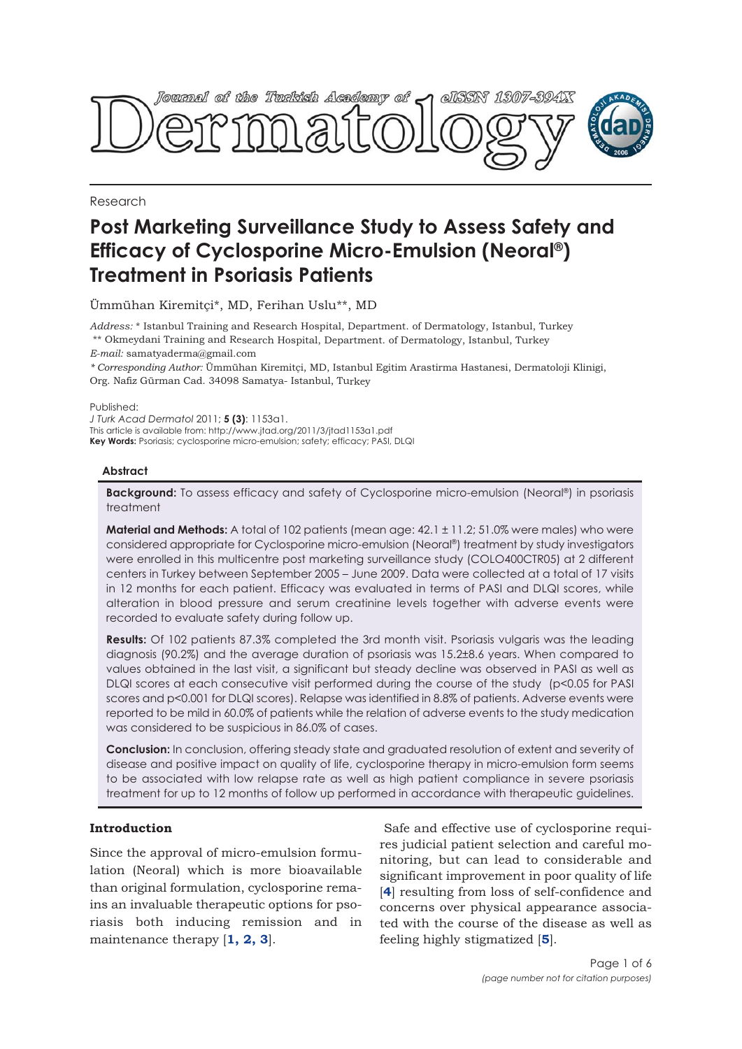Research

# Post Marketing Surveillance Study to Assess Safety and Efficacy of Cyclosporine Micro-Emulsion (Neoral®) Treatment in Psoriasis Patients

Ümmühan Kiremitçi*, MD, Ferihan Uslu**, MD

*Address:* * Istanbul Training and Research Hospital, Department. of Dermatology, Istanbul, Turkey
** Okmeydani Training and Research Hospital, Department. of Dermatology, Istanbul, Turkey
*E-mail:* samatyaderma@gmail.com
*\* Corresponding Author:* Ümmühan Kiremitçi, MD, Istanbul Egitim Arastirma Hastanesi, Dermatoloji Klinigi, Org. Nafiz Gürman Cad. 34098 Samatya- Istanbul, Turkey

Published:
*J Turk Acad Dermatol* 2011; **5 (3)**: 1153a1.
This article is available from: http://www.jtad.org/2011/3/jtad1153a1.pdf
**Key Words:** Psoriasis; cyclosporine micro-emulsion; safety; efficacy; PASI, DLQI

## Abstract

**Background:** To assess efficacy and safety of Cyclosporine micro-emulsion (Neoral®) in psoriasis treatment

**Material and Methods:** A total of 102 patients (mean age: 42.1 ± 11.2; 51.0% were males) who were considered appropriate for Cyclosporine micro-emulsion (Neoral®) treatment by study investigators were enrolled in this multicentre post marketing surveillance study (COLO400CTR05) at 2 different centers in Turkey between September 2005 – June 2009. Data were collected at a total of 17 visits in 12 months for each patient. Efficacy was evaluated in terms of PASI and DLQI scores, while alteration in blood pressure and serum creatinine levels together with adverse events were recorded to evaluate safety during follow up.

**Results:** Of 102 patients 87.3% completed the 3rd month visit. Psoriasis vulgaris was the leading diagnosis (90.2%) and the average duration of psoriasis was 15.2±8.6 years. When compared to values obtained in the last visit, a significant but steady decline was observed in PASI as well as DLQI scores at each consecutive visit performed during the course of the study ($p<0.05$ for PASI scores and $p<0.001$ for DLQI scores). Relapse was identified in 8.8% of patients. Adverse events were reported to be mild in 60.0% of patients while the relation of adverse events to the study medication was considered to be suspicious in 86.0% of cases.

**Conclusion:** In conclusion, offering steady state and graduated resolution of extent and severity of disease and positive impact on quality of life, cyclosporine therapy in micro-emulsion form seems to be associated with low relapse rate as well as high patient compliance in severe psoriasis treatment for up to 12 months of follow up performed in accordance with therapeutic guidelines.

## Introduction

Since the approval of micro-emulsion formulation (Neoral) which is more bioavailable than original formulation, cyclosporine remains an invaluable therapeutic options for psoriasis both inducing remission and in maintenance therapy [1, 2, 3].

Safe and effective use of cyclosporine requires judicial patient selection and careful monitoring, but can lead to considerable and significant improvement in poor quality of life [4] resulting from loss of self-confidence and concerns over physical appearance associated with the course of the disease as well as feeling highly stigmatized [5].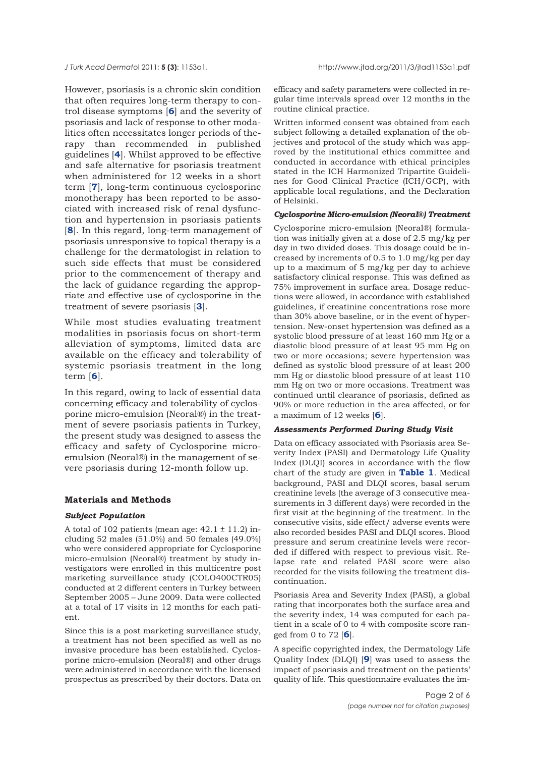However, psoriasis is a chronic skin condition that often requires long-term therapy to control disease symptoms [**6**] and the severity of psoriasis and lack of response to other modalities often necessitates longer periods of therapy than recommended in published guidelines [**4**]. Whilst approved to be effective and safe alternative for psoriasis treatment when administered for 12 weeks in a short term [**7**], long-term continuous cyclosporine monotherapy has been reported to be associated with increased risk of renal dysfunction and hypertension in psoriasis patients [**8**]. In this regard, long-term management of psoriasis unresponsive to topical therapy is a challenge for the dermatologist in relation to such side effects that must be considered prior to the commencement of therapy and the lack of guidance regarding the appropriate and effective use of cyclosporine in the treatment of severe psoriasis [**3**].

While most studies evaluating treatment modalities in psoriasis focus on short-term alleviation of symptoms, limited data are available on the efficacy and tolerability of systemic psoriasis treatment in the long term [**6**].

In this regard, owing to lack of essential data concerning efficacy and tolerability of cyclosporine micro-emulsion (Neoral®) in the treatment of severe psoriasis patients in Turkey, the present study was designed to assess the efficacy and safety of Cyclosporine micro-emulsion (Neoral®) in the management of severe psoriasis during 12-month follow up.

## Materials and Methods

### *Subject Population*

A total of 102 patients (mean age: 42.1 ± 11.2) including 52 males (51.0%) and 50 females (49.0%) who were considered appropriate for Cyclosporine micro-emulsion (Neoral®) treatment by study investigators were enrolled in this multicentre post marketing surveillance study (COLO400CTR05) conducted at 2 different centers in Turkey between September 2005 – June 2009. Data were collected at a total of 17 visits in 12 months for each patient.

Since this is a post marketing surveillance study, a treatment has not been specified as well as no invasive procedure has been established. Cyclosporine micro-emulsion (Neoral®) and other drugs were administered in accordance with the licensed prospectus as prescribed by their doctors. Data on efficacy and safety parameters were collected in regular time intervals spread over 12 months in the routine clinical practice.

Written informed consent was obtained from each subject following a detailed explanation of the objectives and protocol of the study which was approved by the institutional ethics committee and conducted in accordance with ethical principles stated in the ICH Harmonized Tripartite Guidelines for Good Clinical Practice (ICH/GCP), with applicable local regulations, and the Declaration of Helsinki.

### *Cyclosporine Micro-emulsion (Neoral®) Treatment*

Cyclosporine micro-emulsion (Neoral®) formulation was initially given at a dose of 2.5 mg/kg per day in two divided doses. This dosage could be increased by increments of 0.5 to 1.0 mg/kg per day up to a maximum of 5 mg/kg per day to achieve satisfactory clinical response. This was defined as 75% improvement in surface area. Dosage reductions were allowed, in accordance with established guidelines, if creatinine concentrations rose more than 30% above baseline, or in the event of hypertension. New-onset hypertension was defined as a systolic blood pressure of at least 160 mm Hg or a diastolic blood pressure of at least 95 mm Hg on two or more occasions; severe hypertension was defined as systolic blood pressure of at least 200 mm Hg or diastolic blood pressure of at least 110 mm Hg on two or more occasions. Treatment was continued until clearance of psoriasis, defined as 90% or more reduction in the area affected, or for a maximum of 12 weeks [**6**].

### *Assessments Performed During Study Visit*

Data on efficacy associated with Psoriasis area Severity Index (PASI) and Dermatology Life Quality Index (DLQI) scores in accordance with the flow chart of the study are given in **Table 1**. Medical background, PASI and DLQI scores, basal serum creatinine levels (the average of 3 consecutive measurements in 3 different days) were recorded in the first visit at the beginning of the treatment. In the consecutive visits, side effect/ adverse events were also recorded besides PASI and DLQI scores. Blood pressure and serum creatinine levels were recorded if differed with respect to previous visit. Relapse rate and related PASI score were also recorded for the visits following the treatment discontinuation.

Psoriasis Area and Severity Index (PASI), a global rating that incorporates both the surface area and the severity index, 14 was computed for each patient in a scale of 0 to 4 with composite score ranged from 0 to 72 [**6**].

A specific copyrighted index, the Dermatology Life Quality Index (DLQI) [**9**] was used to assess the impact of psoriasis and treatment on the patients' quality of life. This questionnaire evaluates the im-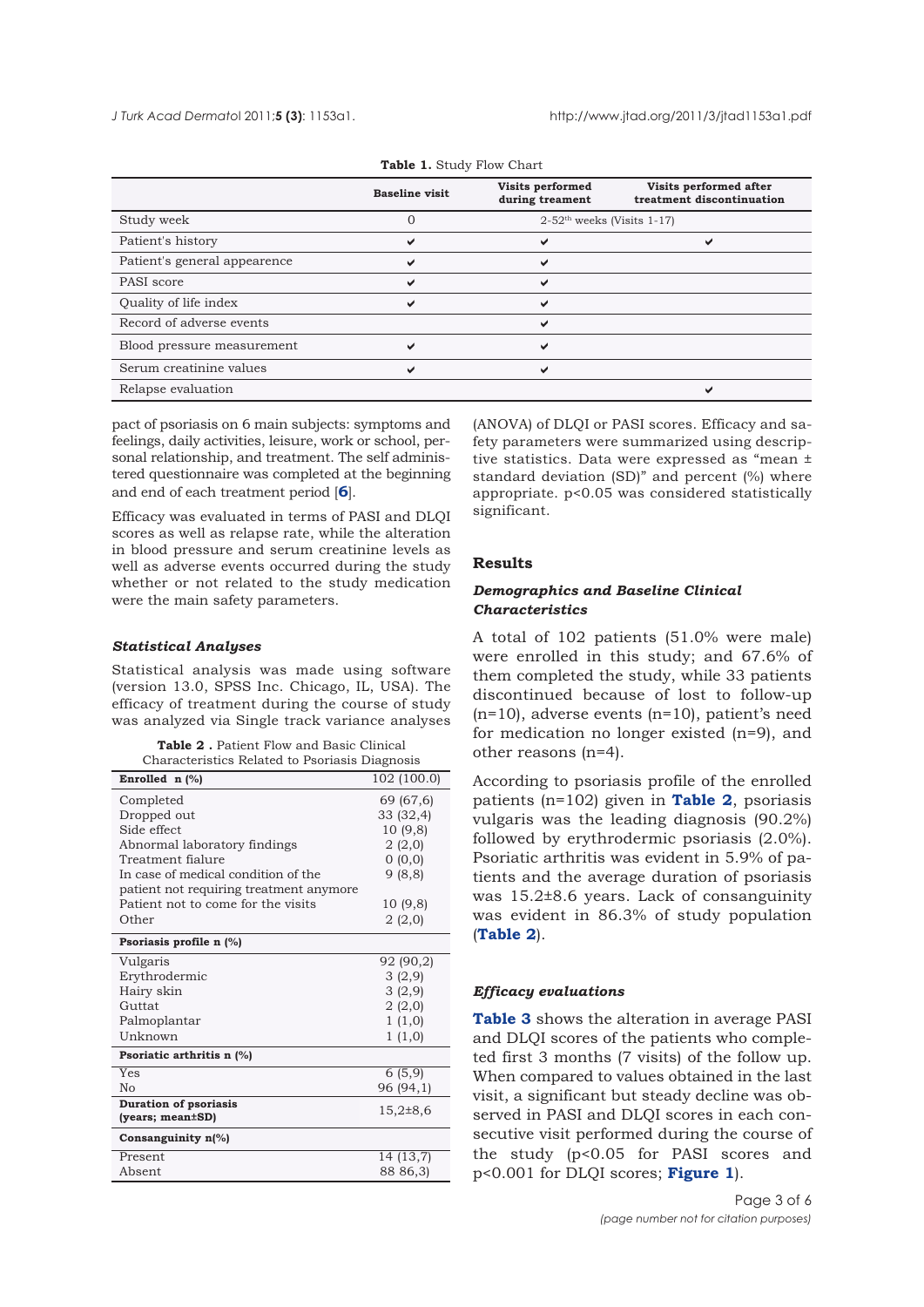**Table 1.** Study Flow Chart

| | Baseline visit | Visits performed during treament | Visits performed after treatment discontinuation |
|---|---|---|---|
| Study week | 0 | 2-52$^{th}$ weeks (Visits 1-17) | |
| Patient's history | ✔ | ✔ | ✔ |
| Patient's general appearence | ✔ | ✔ | |
| PASI score | ✔ | ✔ | |
| Quality of life index | ✔ | ✔ | |
| Record of adverse events | | ✔ | |
| Blood pressure measurement | ✔ | ✔ | |
| Serum creatinine values | ✔ | ✔ | |
| Relapse evaluation | | | ✔ |

pact of psoriasis on 6 main subjects: symptoms and feelings, daily activities, leisure, work or school, personal relationship, and treatment. The self administered questionnaire was completed at the beginning and end of each treatment period [6].

Efficacy was evaluated in terms of PASI and DLQI scores as well as relapse rate, while the alteration in blood pressure and serum creatinine levels as well as adverse events occurred during the study whether or not related to the study medication were the main safety parameters.

### *Statistical Analyses*

Statistical analysis was made using software (version 13.0, SPSS Inc. Chicago, IL, USA). The efficacy of treatment during the course of study was analyzed via Single track variance analyses (ANOVA) of DLQI or PASI scores. Efficacy and safety parameters were summarized using descriptive statistics. Data were expressed as "mean ± standard deviation (SD)" and percent (%) where appropriate. $p<0.05$ was considered statistically significant.

**Table 2 .** Patient Flow and Basic Clinical Characteristics Related to Psoriasis Diagnosis

| **Enrolled n (%)** | 102 (100.0) |
|---|---|
| Completed | 69 (67,6) |
| Dropped out | 33 (32,4) |
| Side effect | 10 (9,8) |
| Abnormal laboratory findings | 2 (2,0) |
| Treatment fialure | 0 (0,0) |
| In case of medical condition of the patient not requiring treatment anymore | 9 (8,8) |
| Patient not to come for the visits | 10 (9,8) |
| Other | 2 (2,0) |
| **Psoriasis profile n (%)** | |
| Vulgaris | 92 (90,2) |
| Erythrodermic | 3 (2,9) |
| Hairy skin | 3 (2,9) |
| Guttat | 2 (2,0) |
| Palmoplantar | 1 (1,0) |
| Unknown | 1 (1,0) |
| **Psoriatic arthritis n (%)** | |
| Yes | 6 (5,9) |
| No | 96 (94,1) |
| **Duration of psoriasis (years; mean±SD)** | 15,2±8,6 |
| **Consanguinity n(%)** | |
| Present | 14 (13,7) |
| Absent | 88 86,3) |

## Results

### *Demographics and Baseline Clinical Characteristics*

A total of 102 patients (51.0% were male) were enrolled in this study; and 67.6% of them completed the study, while 33 patients discontinued because of lost to follow-up (n=10), adverse events (n=10), patient's need for medication no longer existed (n=9), and other reasons (n=4).

According to psoriasis profile of the enrolled patients (n=102) given in **Table 2**, psoriasis vulgaris was the leading diagnosis (90.2%) followed by erythrodermic psoriasis (2.0%). Psoriatic arthritis was evident in 5.9% of patients and the average duration of psoriasis was 15.2±8.6 years. Lack of consanguinity was evident in 86.3% of study population (**Table 2**).

### *Efficacy evaluations*

**Table 3** shows the alteration in average PASI and DLQI scores of the patients who completed first 3 months (7 visits) of the follow up. When compared to values obtained in the last visit, a significant but steady decline was observed in PASI and DLQI scores in each consecutive visit performed during the course of the study ($p<0.05$ for PASI scores and $p<0.001$ for DLQI scores; **Figure 1**).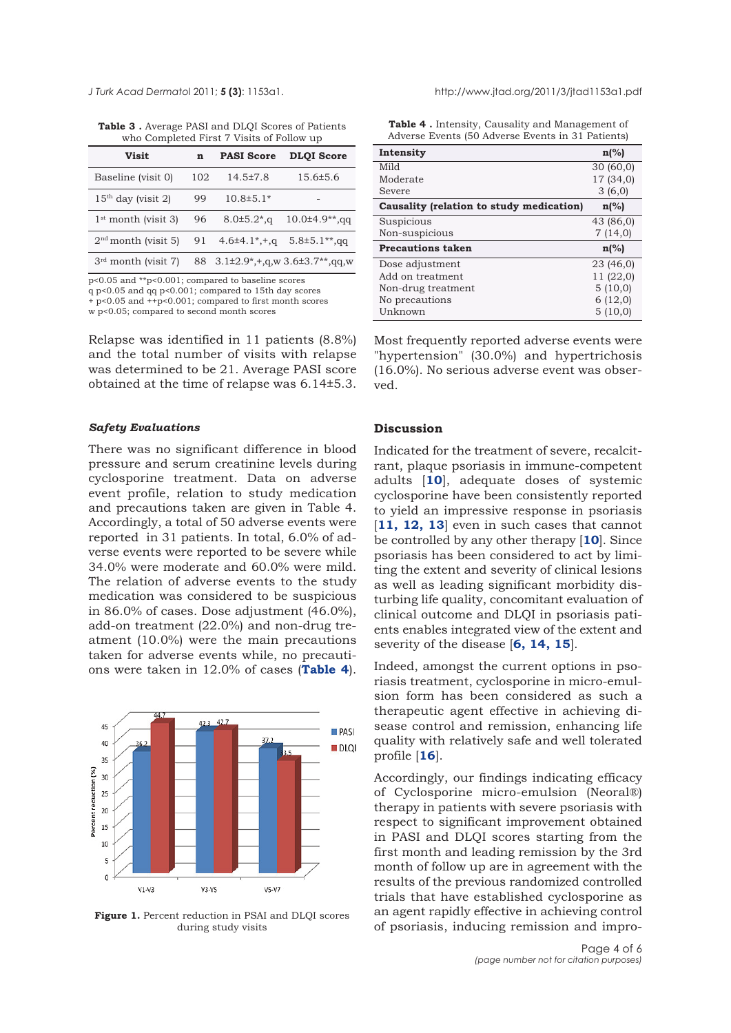**Table 3 .** Average PASI and DLQI Scores of Patients who Completed First 7 Visits of Follow up

| Visit | n | PASI Score | DLQI Score |
|---|---|---|---|
| Baseline (visit 0) | 102 | 14.5±7.8 | 15.6±5.6 |
| 15th day (visit 2) | 99 | 10.8±5.1* | - |
| 1st month (visit 3) | 96 | 8.0±5.2*,q | 10.0±4.9**,qq |
| 2nd month (visit 5) | 91 | 4.6±4.1*,+,q | 5.8±5.1**,qq |
| 3rd month (visit 7) | 88 | 3.1±2.9*,+,q,w | 3.6±3.7**,qq,w |

p<0.05 and **p<0.001; compared to baseline scores
q p<0.05 and qq p<0.001; compared to 15th day scores
+ p<0.05 and ++p<0.001; compared to first month scores
w p<0.05; compared to second month scores

Relapse was identified in 11 patients (8.8%) and the total number of visits with relapse was determined to be 21. Average PASI score obtained at the time of relapse was 6.14±5.3.

### *Safety Evaluations*

There was no significant difference in blood pressure and serum creatinine levels during cyclosporine treatment. Data on adverse event profile, relation to study medication and precautions taken are given in Table 4. Accordingly, a total of 50 adverse events were reported in 31 patients. In total, 6.0% of adverse events were reported to be severe while 34.0% were moderate and 60.0% were mild. The relation of adverse events to the study medication was considered to be suspicious in 86.0% of cases. Dose adjustment (46.0%), add-on treatment (22.0%) and non-drug treatment (10.0%) were the main precautions taken for adverse events while, no precautions were taken in 12.0% of cases (**Table 4**).

Figure 1. Percent reduction in PSAI and DLQI scores during study visits

**Table 4 .** Intensity, Causality and Management of Adverse Events (50 Adverse Events in 31 Patients)

| **Intensity** | **n(%)** |
|---|---|
| Mild | 30 (60,0) |
| Moderate | 17 (34,0) |
| Severe | 3 (6,0) |
| **Causality (relation to study medication)** | **n(%)** |
| Suspicious | 43 (86,0) |
| Non-suspicious | 7 (14,0) |
| **Precautions taken** | **n(%)** |
| Dose adjustment | 23 (46,0) |
| Add on treatment | 11 (22,0) |
| Non-drug treatment | 5 (10,0) |
| No precautions | 6 (12,0) |
| Unknown | 5 (10,0) |

Most frequently reported adverse events were "hypertension" (30.0%) and hypertrichosis (16.0%). No serious adverse event was observed.

## Discussion

Indicated for the treatment of severe, recalcitrant, plaque psoriasis in immune-competent adults [**10**], adequate doses of systemic cyclosporine have been consistently reported to yield an impressive response in psoriasis [**11, 12, 13**] even in such cases that cannot be controlled by any other therapy [**10**]. Since psoriasis has been considered to act by limiting the extent and severity of clinical lesions as well as leading significant morbidity disturbing life quality, concomitant evaluation of clinical outcome and DLQI in psoriasis patients enables integrated view of the extent and severity of the disease [**6, 14, 15**].

Indeed, amongst the current options in psoriasis treatment, cyclosporine in micro-emulsion form has been considered as such a therapeutic agent effective in achieving disease control and remission, enhancing life quality with relatively safe and well tolerated profile [**16**].

Accordingly, our findings indicating efficacy of Cyclosporine micro-emulsion (Neoral®) therapy in patients with severe psoriasis with respect to significant improvement obtained in PASI and DLQI scores starting from the first month and leading remission by the 3rd month of follow up are in agreement with the results of the previous randomized controlled trials that have established cyclosporine as an agent rapidly effective in achieving control of psoriasis, inducing remission and impro-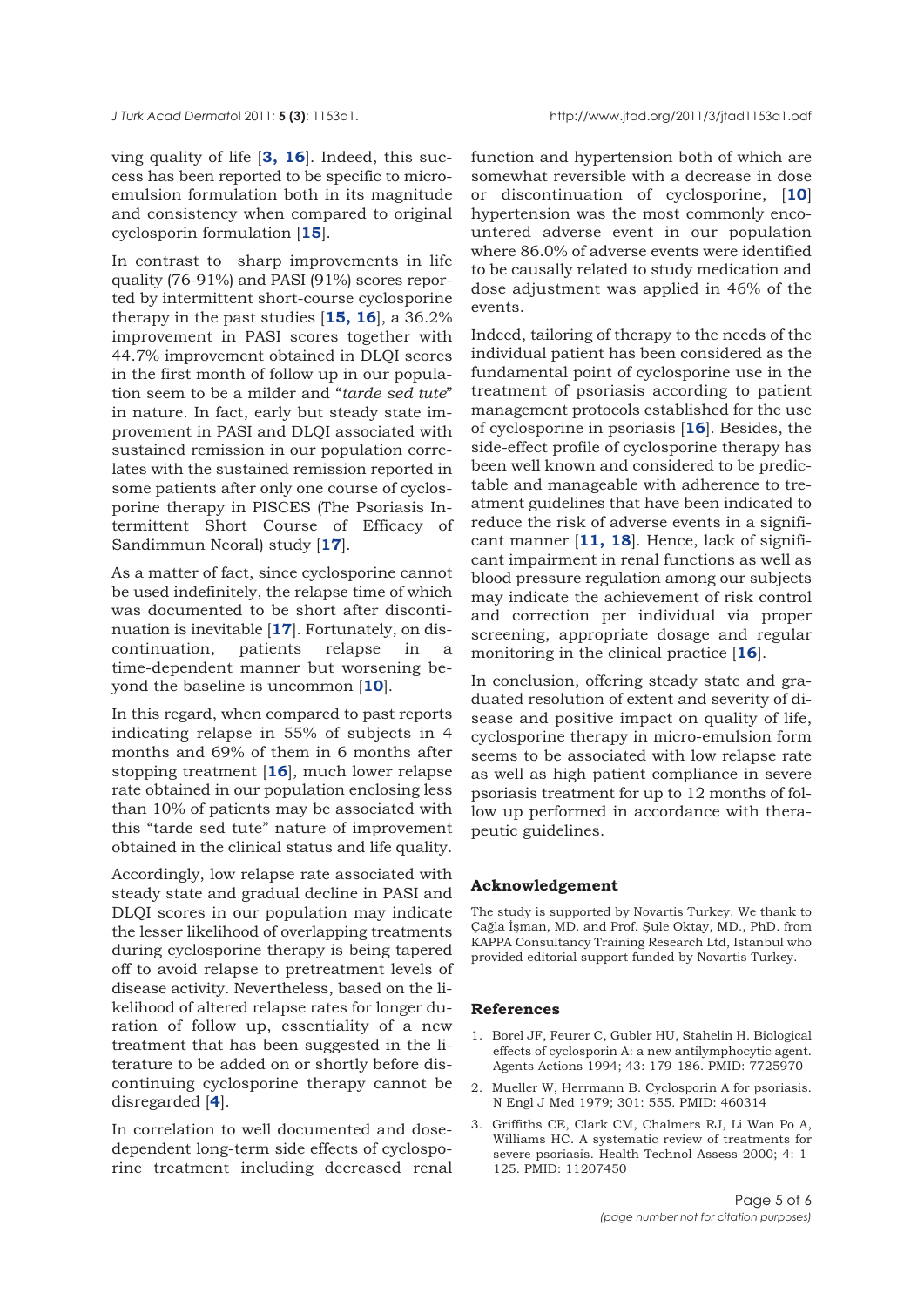ving quality of life [**3, 16**]. Indeed, this success has been reported to be specific to microemulsion formulation both in its magnitude and consistency when compared to original cyclosporin formulation [**15**].

In contrast to sharp improvements in life quality (76-91%) and PASI (91%) scores reported by intermittent short-course cyclosporine therapy in the past studies [**15, 16**], a 36.2% improvement in PASI scores together with 44.7% improvement obtained in DLQI scores in the first month of follow up in our population seem to be a milder and "*tarde sed tute*" in nature. In fact, early but steady state improvement in PASI and DLQI associated with sustained remission in our population correlates with the sustained remission reported in some patients after only one course of cyclosporine therapy in PISCES (The Psoriasis Intermittent Short Course of Efficacy of Sandimmun Neoral) study [**17**].

As a matter of fact, since cyclosporine cannot be used indefinitely, the relapse time of which was documented to be short after discontinuation is inevitable [**17**]. Fortunately, on discontinuation, patients relapse in a time-dependent manner but worsening beyond the baseline is uncommon [**10**].

In this regard, when compared to past reports indicating relapse in 55% of subjects in 4 months and 69% of them in 6 months after stopping treatment [**16**], much lower relapse rate obtained in our population enclosing less than 10% of patients may be associated with this "tarde sed tute" nature of improvement obtained in the clinical status and life quality.

Accordingly, low relapse rate associated with steady state and gradual decline in PASI and DLQI scores in our population may indicate the lesser likelihood of overlapping treatments during cyclosporine therapy is being tapered off to avoid relapse to pretreatment levels of disease activity. Nevertheless, based on the likelihood of altered relapse rates for longer duration of follow up, essentiality of a new treatment that has been suggested in the literature to be added on or shortly before discontinuing cyclosporine therapy cannot be disregarded [**4**].

In correlation to well documented and dose-dependent long-term side effects of cyclosporine treatment including decreased renal function and hypertension both of which are somewhat reversible with a decrease in dose or discontinuation of cyclosporine, [**10**] hypertension was the most commonly encountered adverse event in our population where 86.0% of adverse events were identified to be causally related to study medication and dose adjustment was applied in 46% of the events.

Indeed, tailoring of therapy to the needs of the individual patient has been considered as the fundamental point of cyclosporine use in the treatment of psoriasis according to patient management protocols established for the use of cyclosporine in psoriasis [**16**]. Besides, the side-effect profile of cyclosporine therapy has been well known and considered to be predictable and manageable with adherence to treatment guidelines that have been indicated to reduce the risk of adverse events in a significant manner [**11, 18**]. Hence, lack of significant impairment in renal functions as well as blood pressure regulation among our subjects may indicate the achievement of risk control and correction per individual via proper screening, appropriate dosage and regular monitoring in the clinical practice [**16**].

In conclusion, offering steady state and graduated resolution of extent and severity of disease and positive impact on quality of life, cyclosporine therapy in micro-emulsion form seems to be associated with low relapse rate as well as high patient compliance in severe psoriasis treatment for up to 12 months of follow up performed in accordance with therapeutic guidelines.

## Acknowledgement

The study is supported by Novartis Turkey. We thank to Çağla İşman, MD. and Prof. Şule Oktay, MD., PhD. from KAPPA Consultancy Training Research Ltd, Istanbul who provided editorial support funded by Novartis Turkey.

## References

1. Borel JF, Feurer C, Gubler HU, Stahelin H. Biological effects of cyclosporin A: a new antilymphocytic agent. Agents Actions 1994; 43: 179-186. PMID: 7725970
2. Mueller W, Herrmann B. Cyclosporin A for psoriasis. N Engl J Med 1979; 301: 555. PMID: 460314
3. Griffiths CE, Clark CM, Chalmers RJ, Li Wan Po A, Williams HC. A systematic review of treatments for severe psoriasis. Health Technol Assess 2000; 4: 1-125. PMID: 11207450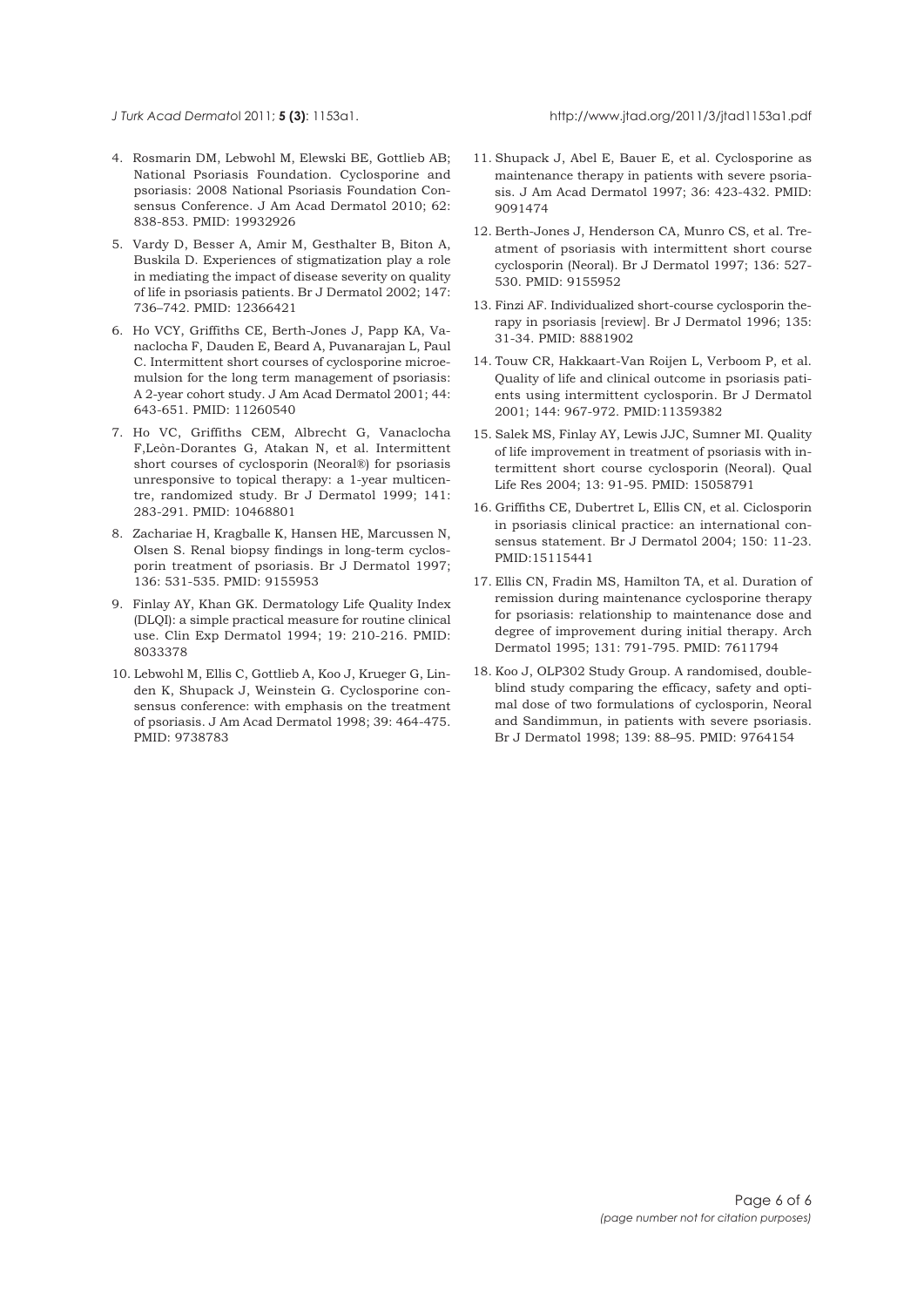4. Rosmarin DM, Lebwohl M, Elewski BE, Gottlieb AB; National Psoriasis Foundation. Cyclosporine and psoriasis: 2008 National Psoriasis Foundation Consensus Conference. J Am Acad Dermatol 2010; 62: 838-853. PMID: 19932926

5. Vardy D, Besser A, Amir M, Gesthalter B, Biton A, Buskila D. Experiences of stigmatization play a role in mediating the impact of disease severity on quality of life in psoriasis patients. Br J Dermatol 2002; 147: 736–742. PMID: 12366421

6. Ho VCY, Griffiths CE, Berth-Jones J, Papp KA, Vanaclocha F, Dauden E, Beard A, Puvanarajan L, Paul C. Intermittent short courses of cyclosporine microemulsion for the long term management of psoriasis: A 2-year cohort study. J Am Acad Dermatol 2001; 44: 643-651. PMID: 11260540

7. Ho VC, Griffiths CEM, Albrecht G, Vanaclocha F,Leòn-Dorantes G, Atakan N, et al. Intermittent short courses of cyclosporin (Neoral®) for psoriasis unresponsive to topical therapy: a 1-year multicentre, randomized study. Br J Dermatol 1999; 141: 283-291. PMID: 10468801

8. Zachariae H, Kragballe K, Hansen HE, Marcussen N, Olsen S. Renal biopsy findings in long-term cyclosporin treatment of psoriasis. Br J Dermatol 1997; 136: 531-535. PMID: 9155953

9. Finlay AY, Khan GK. Dermatology Life Quality Index (DLQI): a simple practical measure for routine clinical use. Clin Exp Dermatol 1994; 19: 210-216. PMID: 8033378

10. Lebwohl M, Ellis C, Gottlieb A, Koo J, Krueger G, Linden K, Shupack J, Weinstein G. Cyclosporine consensus conference: with emphasis on the treatment of psoriasis. J Am Acad Dermatol 1998; 39: 464-475. PMID: 9738783

11. Shupack J, Abel E, Bauer E, et al. Cyclosporine as maintenance therapy in patients with severe psoriasis. J Am Acad Dermatol 1997; 36: 423-432. PMID: 9091474

12. Berth-Jones J, Henderson CA, Munro CS, et al. Treatment of psoriasis with intermittent short course cyclosporin (Neoral). Br J Dermatol 1997; 136: 527-530. PMID: 9155952

13. Finzi AF. Individualized short-course cyclosporin therapy in psoriasis [review]. Br J Dermatol 1996; 135: 31-34. PMID: 8881902

14. Touw CR, Hakkaart-Van Roijen L, Verboom P, et al. Quality of life and clinical outcome in psoriasis patients using intermittent cyclosporin. Br J Dermatol 2001; 144: 967-972. PMID:11359382

15. Salek MS, Finlay AY, Lewis JJC, Sumner MI. Quality of life improvement in treatment of psoriasis with intermittent short course cyclosporin (Neoral). Qual Life Res 2004; 13: 91-95. PMID: 15058791

16. Griffiths CE, Dubertret L, Ellis CN, et al. Ciclosporin in psoriasis clinical practice: an international consensus statement. Br J Dermatol 2004; 150: 11-23. PMID:15115441

17. Ellis CN, Fradin MS, Hamilton TA, et al. Duration of remission during maintenance cyclosporine therapy for psoriasis: relationship to maintenance dose and degree of improvement during initial therapy. Arch Dermatol 1995; 131: 791-795. PMID: 7611794

18. Koo J, OLP302 Study Group. A randomised, double-blind study comparing the efficacy, safety and optimal dose of two formulations of cyclosporin, Neoral and Sandimmun, in patients with severe psoriasis. Br J Dermatol 1998; 139: 88–95. PMID: 9764154